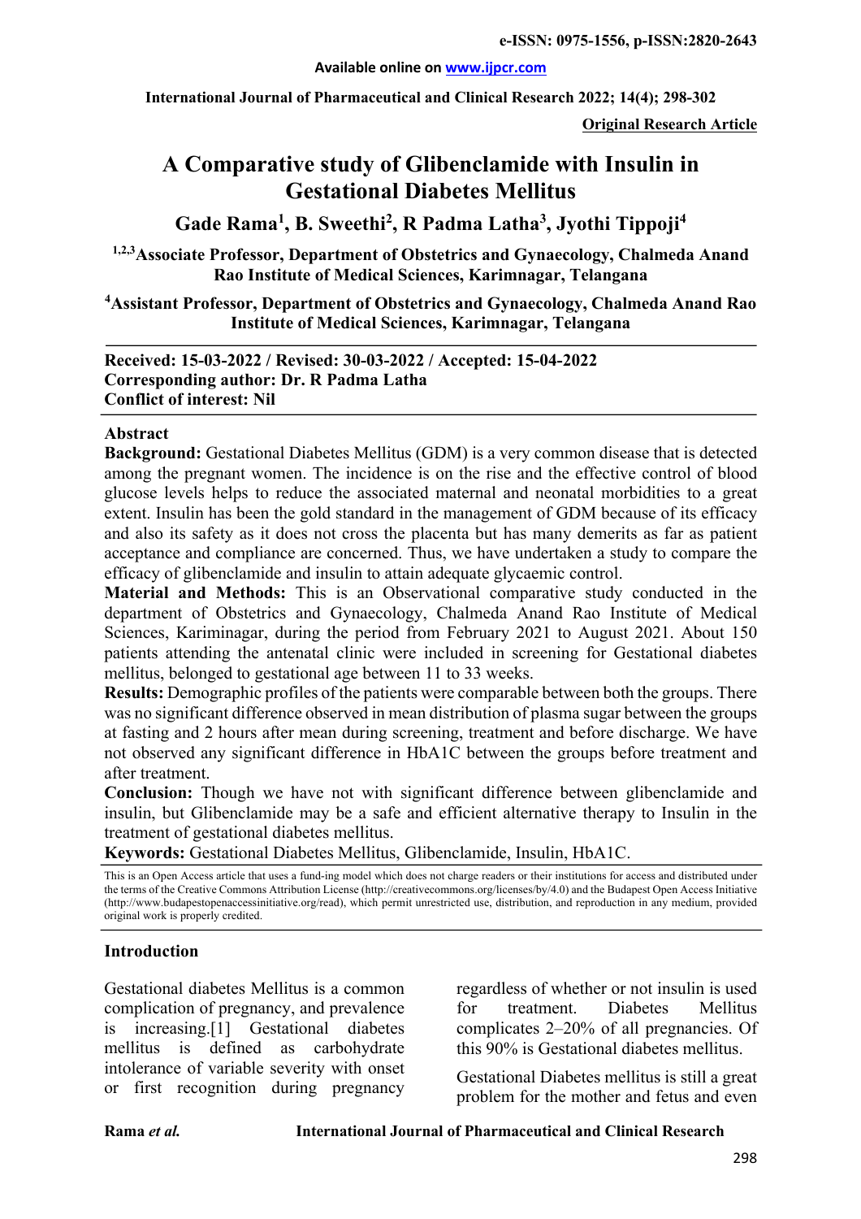**Original Research Article**

# A Comparative study of Glibenclamide with Insulin in Gestational Diabetes Mellitus

**Gade Rama[1], B. Sweethi[2], R Padma Latha[3], Jyothi Tippoji[4]**

[1,2,3]Associate Professor, Department of Obstetrics and Gynaecology, Chalmeda Anand Rao Institute of Medical Sciences, Karimnagar, Telangana

[4]Assistant Professor, Department of Obstetrics and Gynaecology, Chalmeda Anand Rao Institute of Medical Sciences, Karimnagar, Telangana

**Received: 15-03-2022 / Revised: 30-03-2022 / Accepted: 15-04-2022**
**Corresponding author: Dr. R Padma Latha**
**Conflict of interest: Nil**

## Abstract

**Background:** Gestational Diabetes Mellitus (GDM) is a very common disease that is detected among the pregnant women. The incidence is on the rise and the effective control of blood glucose levels helps to reduce the associated maternal and neonatal morbidities to a great extent. Insulin has been the gold standard in the management of GDM because of its efficacy and also its safety as it does not cross the placenta but has many demerits as far as patient acceptance and compliance are concerned. Thus, we have undertaken a study to compare the efficacy of glibenclamide and insulin to attain adequate glycaemic control.

**Material and Methods:** This is an Observational comparative study conducted in the department of Obstetrics and Gynaecology, Chalmeda Anand Rao Institute of Medical Sciences, Kariminagar, during the period from February 2021 to August 2021. About 150 patients attending the antenatal clinic were included in screening for Gestational diabetes mellitus, belonged to gestational age between 11 to 33 weeks.

**Results:** Demographic profiles of the patients were comparable between both the groups. There was no significant difference observed in mean distribution of plasma sugar between the groups at fasting and 2 hours after mean during screening, treatment and before discharge. We have not observed any significant difference in HbA1C between the groups before treatment and after treatment.

**Conclusion:** Though we have not with significant difference between glibenclamide and insulin, but Glibenclamide may be a safe and efficient alternative therapy to Insulin in the treatment of gestational diabetes mellitus.

**Keywords:** Gestational Diabetes Mellitus, Glibenclamide, Insulin, HbA1C.

This is an Open Access article that uses a fund-ing model which does not charge readers or their institutions for access and distributed under the terms of the Creative Commons Attribution License (http://creativecommons.org/licenses/by/4.0) and the Budapest Open Access Initiative (http://www.budapestopenaccessinitiative.org/read), which permit unrestricted use, distribution, and reproduction in any medium, provided original work is properly credited.

## Introduction

Gestational diabetes Mellitus is a common complication of pregnancy, and prevalence is increasing.[1] Gestational diabetes mellitus is defined as carbohydrate intolerance of variable severity with onset or first recognition during pregnancy regardless of whether or not insulin is used for treatment. Diabetes Mellitus complicates 2–20% of all pregnancies. Of this 90% is Gestational diabetes mellitus.

Gestational Diabetes mellitus is still a great problem for the mother and fetus and even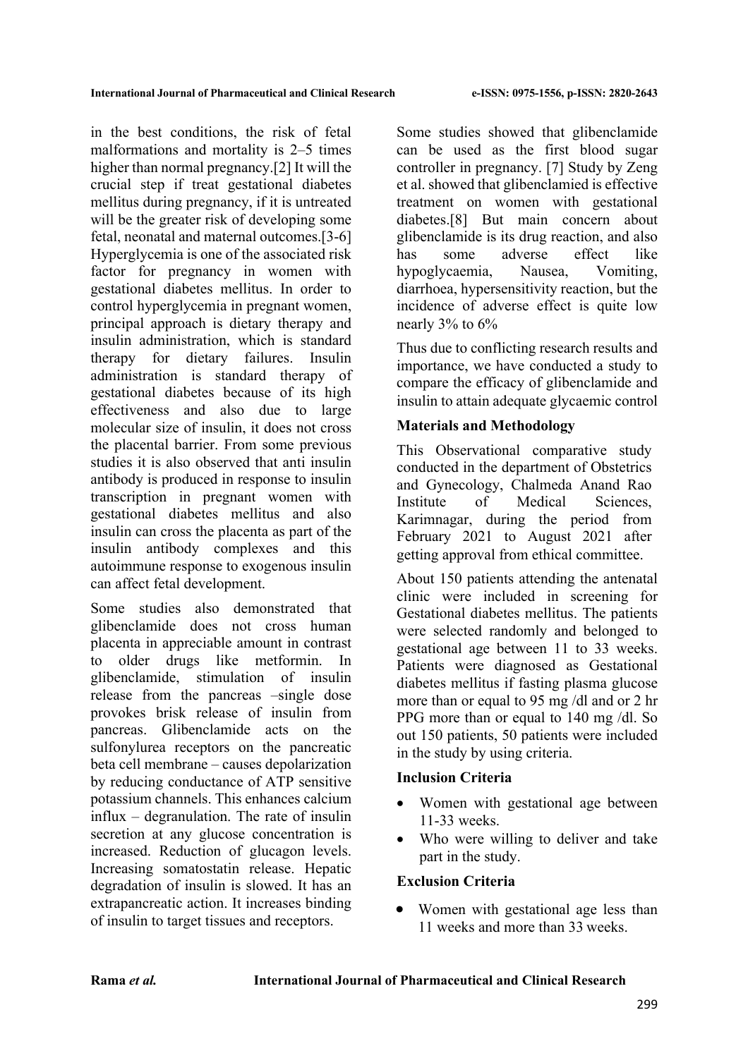in the best conditions, the risk of fetal malformations and mortality is 2–5 times higher than normal pregnancy.[2] It will the crucial step if treat gestational diabetes mellitus during pregnancy, if it is untreated will be the greater risk of developing some fetal, neonatal and maternal outcomes.[3-6] Hyperglycemia is one of the associated risk factor for pregnancy in women with gestational diabetes mellitus. In order to control hyperglycemia in pregnant women, principal approach is dietary therapy and insulin administration, which is standard therapy for dietary failures. Insulin administration is standard therapy of gestational diabetes because of its high effectiveness and also due to large molecular size of insulin, it does not cross the placental barrier. From some previous studies it is also observed that anti insulin antibody is produced in response to insulin transcription in pregnant women with gestational diabetes mellitus and also insulin can cross the placenta as part of the insulin antibody complexes and this autoimmune response to exogenous insulin can affect fetal development.

Some studies also demonstrated that glibenclamide does not cross human placenta in appreciable amount in contrast to older drugs like metformin. In glibenclamide, stimulation of insulin release from the pancreas –single dose provokes brisk release of insulin from pancreas. Glibenclamide acts on the sulfonylurea receptors on the pancreatic beta cell membrane – causes depolarization by reducing conductance of ATP sensitive potassium channels. This enhances calcium influx – degranulation. The rate of insulin secretion at any glucose concentration is increased. Reduction of glucagon levels. Increasing somatostatin release. Hepatic degradation of insulin is slowed. It has an extrapancreatic action. It increases binding of insulin to target tissues and receptors.

Some studies showed that glibenclamide can be used as the first blood sugar controller in pregnancy. [7] Study by Zeng et al. showed that glibenclamied is effective treatment on women with gestational diabetes.[8] But main concern about glibenclamide is its drug reaction, and also has some adverse effect like hypoglycaemia, Nausea, Vomiting, diarrhoea, hypersensitivity reaction, but the incidence of adverse effect is quite low nearly 3% to 6%

Thus due to conflicting research results and importance, we have conducted a study to compare the efficacy of glibenclamide and insulin to attain adequate glycaemic control

## Materials and Methodology

This Observational comparative study conducted in the department of Obstetrics and Gynecology, Chalmeda Anand Rao Institute of Medical Sciences, Karimnagar, during the period from February 2021 to August 2021 after getting approval from ethical committee.

About 150 patients attending the antenatal clinic were included in screening for Gestational diabetes mellitus. The patients were selected randomly and belonged to gestational age between 11 to 33 weeks. Patients were diagnosed as Gestational diabetes mellitus if fasting plasma glucose more than or equal to 95 mg /dl and or 2 hr PPG more than or equal to 140 mg /dl. So out 150 patients, 50 patients were included in the study by using criteria.

### Inclusion Criteria

- Women with gestational age between 11-33 weeks.
- Who were willing to deliver and take part in the study.

### Exclusion Criteria

- Women with gestational age less than 11 weeks and more than 33 weeks.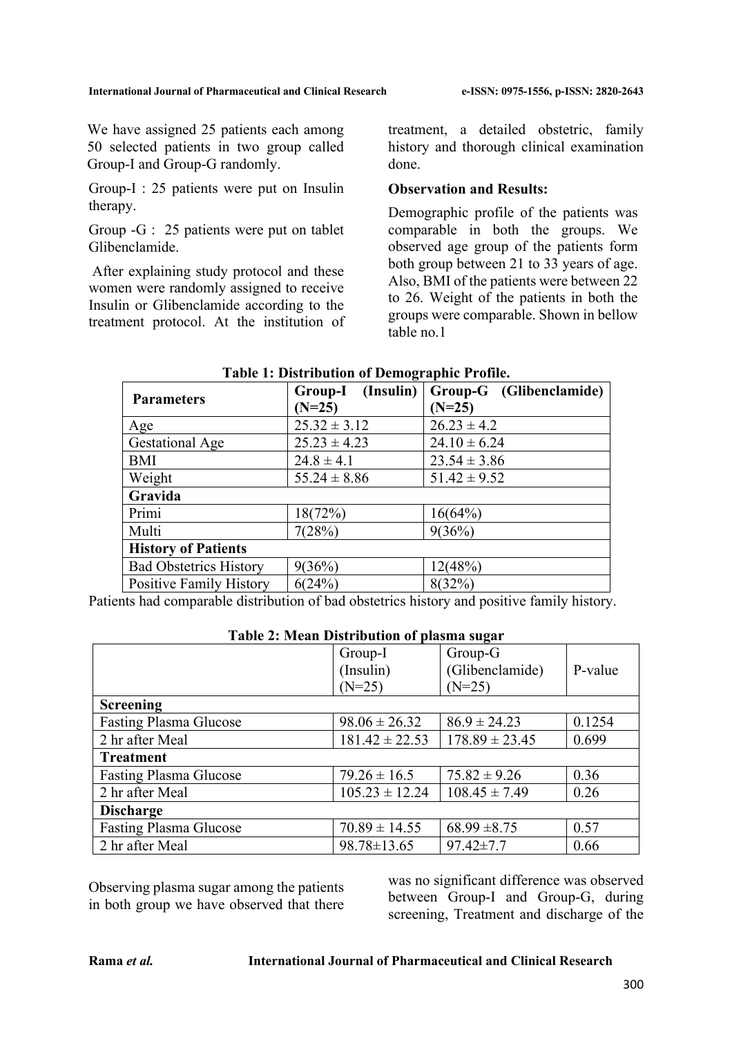We have assigned 25 patients each among 50 selected patients in two group called Group-I and Group-G randomly.

Group-I : 25 patients were put on Insulin therapy.

Group -G : 25 patients were put on tablet Glibenclamide.

After explaining study protocol and these women were randomly assigned to receive Insulin or Glibenclamide according to the treatment protocol. At the institution of treatment, a detailed obstetric, family history and thorough clinical examination done.

**Observation and Results:**

Demographic profile of the patients was comparable in both the groups. We observed age group of the patients form both group between 21 to 33 years of age. Also, BMI of the patients were between 22 to 26. Weight of the patients in both the groups were comparable. Shown in bellow table no.1

**Table 1: Distribution of Demographic Profile.**

| Parameters | Group-I (Insulin) (N=25) | Group-G (Glibenclamide) (N=25) |
|---|---|---|
| Age | 25.32 ± 3.12 | 26.23 ± 4.2 |
| Gestational Age | 25.23 ± 4.23 | 24.10 ± 6.24 |
| BMI | 24.8 ± 4.1 | 23.54 ± 3.86 |
| Weight | 55.24 ± 8.86 | 51.42 ± 9.52 |
| **Gravida** | | |
| Primi | 18(72%) | 16(64%) |
| Multi | 7(28%) | 9(36%) |
| **History of Patients** | | |
| Bad Obstetrics History | 9(36%) | 12(48%) |
| Positive Family History | 6(24%) | 8(32%) |

Patients had comparable distribution of bad obstetrics history and positive family history.

**Table 2: Mean Distribution of plasma sugar**

| | Group-I (Insulin) (N=25) | Group-G (Glibenclamide) (N=25) | P-value |
|---|---|---|---|
| **Screening** | | | |
| Fasting Plasma Glucose | 98.06 ± 26.32 | 86.9 ± 24.23 | 0.1254 |
| 2 hr after Meal | 181.42 ± 22.53 | 178.89 ± 23.45 | 0.699 |
| **Treatment** | | | |
| Fasting Plasma Glucose | 79.26 ± 16.5 | 75.82 ± 9.26 | 0.36 |
| 2 hr after Meal | 105.23 ± 12.24 | 108.45 ± 7.49 | 0.26 |
| **Discharge** | | | |
| Fasting Plasma Glucose | 70.89 ± 14.55 | 68.99 ±8.75 | 0.57 |
| 2 hr after Meal | 98.78±13.65 | 97.42±7.7 | 0.66 |

Observing plasma sugar among the patients in both group we have observed that there was no significant difference was observed between Group-I and Group-G, during screening, Treatment and discharge of the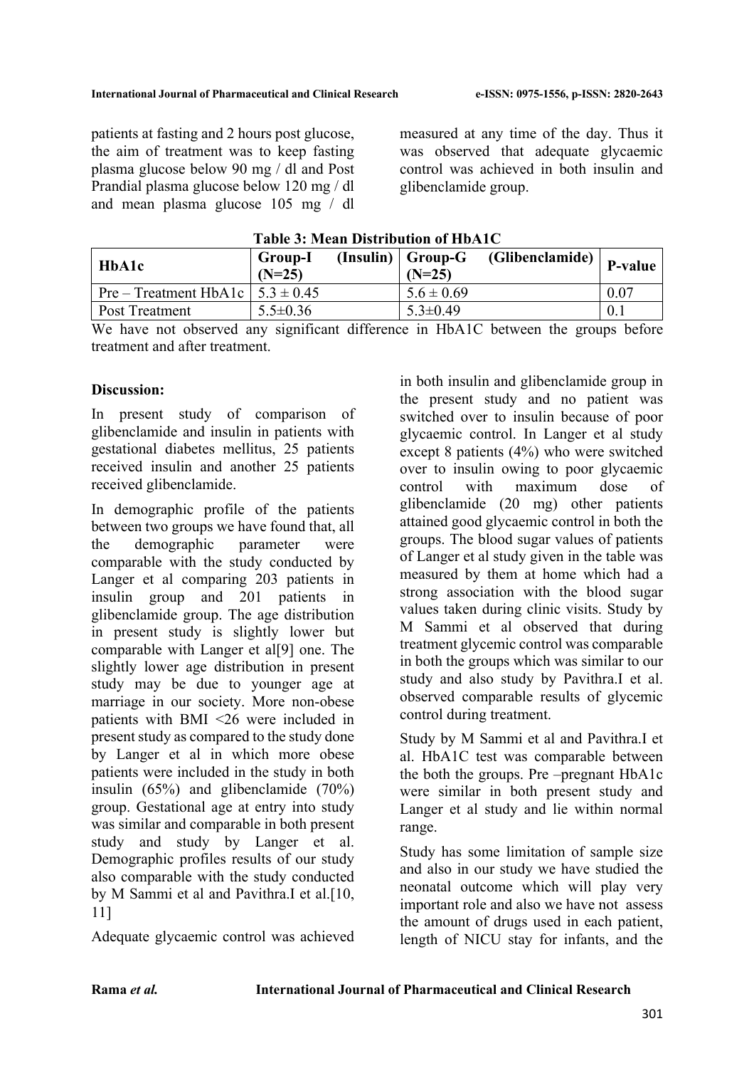patients at fasting and 2 hours post glucose, the aim of treatment was to keep fasting plasma glucose below 90 mg / dl and Post Prandial plasma glucose below 120 mg / dl and mean plasma glucose 105 mg / dl measured at any time of the day. Thus it was observed that adequate glycaemic control was achieved in both insulin and glibenclamide group.

**Table 3: Mean Distribution of HbA1C**

| HbA1c | Group-I (Insulin) (N=25) | Group-G (Glibenclamide) (N=25) | P-value |
|---|---|---|---|
| Pre – Treatment HbA1c | 5.3 ± 0.45 | 5.6 ± 0.69 | 0.07 |
| Post Treatment | 5.5±0.36 | 5.3±0.49 | 0.1 |

We have not observed any significant difference in HbA1C between the groups before treatment and after treatment.

**Discussion:**

In present study of comparison of glibenclamide and insulin in patients with gestational diabetes mellitus, 25 patients received insulin and another 25 patients received glibenclamide.

In demographic profile of the patients between two groups we have found that, all the demographic parameter were comparable with the study conducted by Langer et al comparing 203 patients in insulin group and 201 patients in glibenclamide group. The age distribution in present study is slightly lower but comparable with Langer et al[9] one. The slightly lower age distribution in present study may be due to younger age at marriage in our society. More non-obese patients with BMI <26 were included in present study as compared to the study done by Langer et al in which more obese patients were included in the study in both insulin (65%) and glibenclamide (70%) group. Gestational age at entry into study was similar and comparable in both present study and study by Langer et al. Demographic profiles results of our study also comparable with the study conducted by M Sammi et al and Pavithra.I et al.[10, 11]

Adequate glycaemic control was achieved in both insulin and glibenclamide group in the present study and no patient was switched over to insulin because of poor glycaemic control. In Langer et al study except 8 patients (4%) who were switched over to insulin owing to poor glycaemic control with maximum dose of glibenclamide (20 mg) other patients attained good glycaemic control in both the groups. The blood sugar values of patients of Langer et al study given in the table was measured by them at home which had a strong association with the blood sugar values taken during clinic visits. Study by M Sammi et al observed that during treatment glycemic control was comparable in both the groups which was similar to our study and also study by Pavithra.I et al. observed comparable results of glycemic control during treatment.

Study by M Sammi et al and Pavithra.I et al. HbA1C test was comparable between the both the groups. Pre –pregnant HbA1c were similar in both present study and Langer et al study and lie within normal range.

Study has some limitation of sample size and also in our study we have studied the neonatal outcome which will play very important role and also we have not assess the amount of drugs used in each patient, length of NICU stay for infants, and the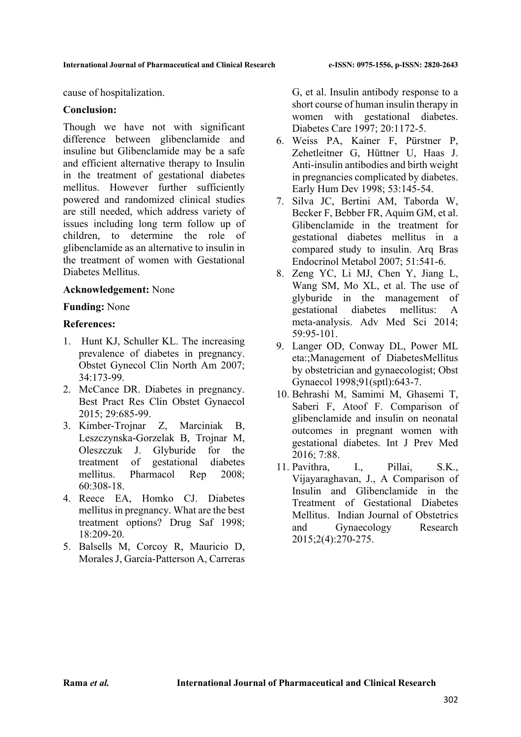cause of hospitalization.

**Conclusion:**

Though we have not with significant difference between glibenclamide and insuline but Glibenclamide may be a safe and efficient alternative therapy to Insulin in the treatment of gestational diabetes mellitus. However further sufficiently powered and randomized clinical studies are still needed, which address variety of issues including long term follow up of children, to determine the role of glibenclamide as an alternative to insulin in the treatment of women with Gestational Diabetes Mellitus.

**Acknowledgement:** None

**Funding:** None

**References:**

1. Hunt KJ, Schuller KL. The increasing prevalence of diabetes in pregnancy. Obstet Gynecol Clin North Am 2007; 34:173-99.
2. McCance DR. Diabetes in pregnancy. Best Pract Res Clin Obstet Gynaecol 2015; 29:685-99.
3. Kimber-Trojnar Z, Marciniak B, Leszczynska-Gorzelak B, Trojnar M, Oleszczuk J. Glyburide for the treatment of gestational diabetes mellitus. Pharmacol Rep 2008; 60:308-18.
4. Reece EA, Homko CJ. Diabetes mellitus in pregnancy. What are the best treatment options? Drug Saf 1998; 18:209-20.
5. Balsells M, Corcoy R, Mauricio D, Morales J, García-Patterson A, Carreras G, et al. Insulin antibody response to a short course of human insulin therapy in women with gestational diabetes. Diabetes Care 1997; 20:1172-5.
6. Weiss PA, Kainer F, Pürstner P, Zehetleitner G, Hüttner U, Haas J. Anti-insulin antibodies and birth weight in pregnancies complicated by diabetes. Early Hum Dev 1998; 53:145-54.
7. Silva JC, Bertini AM, Taborda W, Becker F, Bebber FR, Aquim GM, et al. Glibenclamide in the treatment for gestational diabetes mellitus in a compared study to insulin. Arq Bras Endocrinol Metabol 2007; 51:541-6.
8. Zeng YC, Li MJ, Chen Y, Jiang L, Wang SM, Mo XL, et al. The use of glyburide in the management of gestational diabetes mellitus: A meta-analysis. Adv Med Sci 2014; 59:95-101.
9. Langer OD, Conway DL, Power ML eta:;Management of DiabetesMellitus by obstetrician and gynaecologist; Obst Gynaecol 1998;91(sptl):643-7.
10. Behrashi M, Samimi M, Ghasemi T, Saberi F, Atoof F. Comparison of glibenclamide and insulin on neonatal outcomes in pregnant women with gestational diabetes. Int J Prev Med 2016; 7:88.
11. Pavithra, I., Pillai, S.K., Vijayaraghavan, J., A Comparison of Insulin and Glibenclamide in the Treatment of Gestational Diabetes Mellitus. Indian Journal of Obstetrics and Gynaecology Research 2015;2(4):270-275.